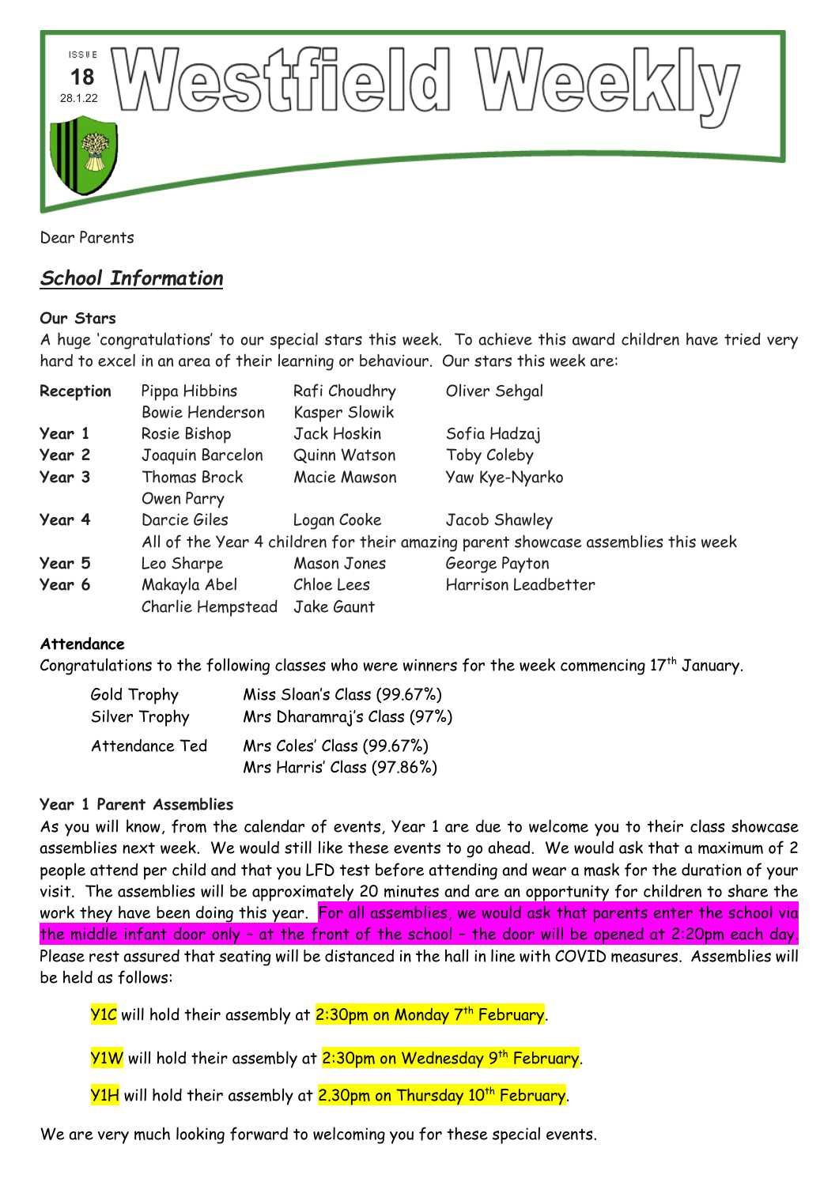ISSUE 18 28.1.22

# Westfield Weekly

Dear Parents

## *School Information*

**Our Stars**

A huge 'congratulations' to our special stars this week. To achieve this award children have tried very hard to excel in an area of their learning or behaviour. Our stars this week are:

| | | | |
|---|---|---|---|
| **Reception** | Pippa Hibbins | Rafi Choudhry | Oliver Sehgal |
| | Bowie Henderson | Kasper Slowik | |
| **Year 1** | Rosie Bishop | Jack Hoskin | Sofia Hadzaj |
| **Year 2** | Joaquin Barcelon | Quinn Watson | Toby Coleby |
| **Year 3** | Thomas Brock | Macie Mawson | Yaw Kye-Nyarko |
| | Owen Parry | | |
| **Year 4** | Darcie Giles | Logan Cooke | Jacob Shawley |
| | All of the Year 4 children for their amazing parent showcase assemblies this week | | |
| **Year 5** | Leo Sharpe | Mason Jones | George Payton |
| **Year 6** | Makayla Abel | Chloe Lees | Harrison Leadbetter |
| | Charlie Hempstead | Jake Gaunt | |

**Attendance**

Congratulations to the following classes who were winners for the week commencing 17th January.

| | |
|---|---|
| Gold Trophy | Miss Sloan's Class (99.67%) |
| Silver Trophy | Mrs Dharamraj's Class (97%) |
| Attendance Ted | Mrs Coles' Class (99.67%) |
| | Mrs Harris' Class (97.86%) |

**Year 1 Parent Assemblies**

As you will know, from the calendar of events, Year 1 are due to welcome you to their class showcase assemblies next week. We would still like these events to go ahead. We would ask that a maximum of 2 people attend per child and that you LFD test before attending and wear a mask for the duration of your visit. The assemblies will be approximately 20 minutes and are an opportunity for children to share the work they have been doing this year. For all assemblies, we would ask that parents enter the school via the middle infant door only – at the front of the school – the door will be opened at 2:20pm each day. Please rest assured that seating will be distanced in the hall in line with COVID measures. Assemblies will be held as follows:

Y1C will hold their assembly at 2:30pm on Monday 7th February.

Y1W will hold their assembly at 2:30pm on Wednesday 9th February.

Y1H will hold their assembly at 2.30pm on Thursday 10th February.

We are very much looking forward to welcoming you for these special events.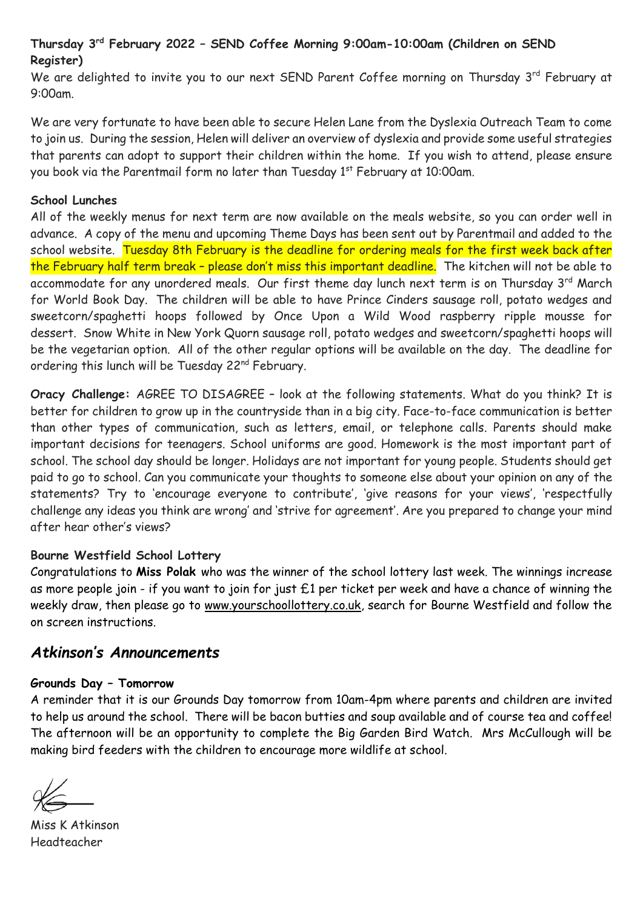**Thursday 3rd February 2022 – SEND Coffee Morning 9:00am-10:00am (Children on SEND Register)**

We are delighted to invite you to our next SEND Parent Coffee morning on Thursday 3rd February at 9:00am.

We are very fortunate to have been able to secure Helen Lane from the Dyslexia Outreach Team to come to join us. During the session, Helen will deliver an overview of dyslexia and provide some useful strategies that parents can adopt to support their children within the home. If you wish to attend, please ensure you book via the Parentmail form no later than Tuesday 1st February at 10:00am.

**School Lunches**

All of the weekly menus for next term are now available on the meals website, so you can order well in advance. A copy of the menu and upcoming Theme Days has been sent out by Parentmail and added to the school website. Tuesday 8th February is the deadline for ordering meals for the first week back after the February half term break – please don't miss this important deadline. The kitchen will not be able to accommodate for any unordered meals. Our first theme day lunch next term is on Thursday 3rd March for World Book Day. The children will be able to have Prince Cinders sausage roll, potato wedges and sweetcorn/spaghetti hoops followed by Once Upon a Wild Wood raspberry ripple mousse for dessert. Snow White in New York Quorn sausage roll, potato wedges and sweetcorn/spaghetti hoops will be the vegetarian option. All of the other regular options will be available on the day. The deadline for ordering this lunch will be Tuesday 22nd February.

**Oracy Challenge:** AGREE TO DISAGREE – look at the following statements. What do you think? It is better for children to grow up in the countryside than in a big city. Face-to-face communication is better than other types of communication, such as letters, email, or telephone calls. Parents should make important decisions for teenagers. School uniforms are good. Homework is the most important part of school. The school day should be longer. Holidays are not important for young people. Students should get paid to go to school. Can you communicate your thoughts to someone else about your opinion on any of the statements? Try to 'encourage everyone to contribute', 'give reasons for your views', 'respectfully challenge any ideas you think are wrong' and 'strive for agreement'. Are you prepared to change your mind after hear other's views?

**Bourne Westfield School Lottery**

Congratulations to **Miss Polak** who was the winner of the school lottery last week. The winnings increase as more people join - if you want to join for just £1 per ticket per week and have a chance of winning the weekly draw, then please go to www.yourschoollottery.co.uk, search for Bourne Westfield and follow the on screen instructions.

## *Atkinson's Announcements*

**Grounds Day – Tomorrow**

A reminder that it is our Grounds Day tomorrow from 10am-4pm where parents and children are invited to help us around the school. There will be bacon butties and soup available and of course tea and coffee! The afternoon will be an opportunity to complete the Big Garden Bird Watch. Mrs McCullough will be making bird feeders with the children to encourage more wildlife at school.

Miss K Atkinson
Headteacher